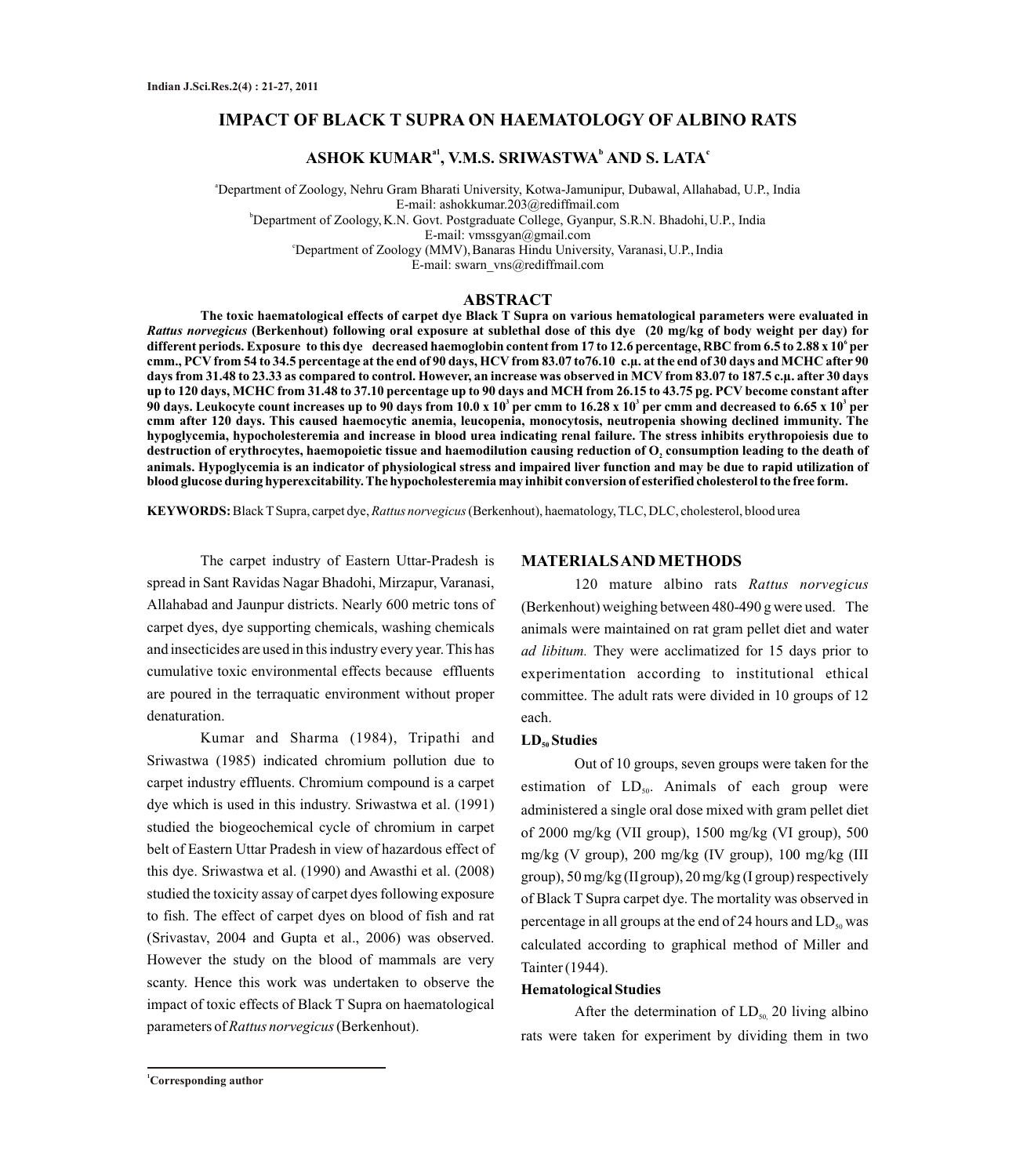# IMPACT OF BLACK T SUPRA ON HAEMATOLOGY OF ALBINO RATS

**ASHOK KUMAR[a1], V.M.S. SRIWASTWA[b] AND S. LATA[c]**

[a]Department of Zoology, Nehru Gram Bharati University, Kotwa-Jamunipur, Dubawal, Allahabad, U.P., India
E-mail: ashokkumar.203@rediffmail.com

[b]Department of Zoology, K.N. Govt. Postgraduate College, Gyanpur, S.R.N. Bhadohi, U.P., India
E-mail: vmssgyan@gmail.com

[c]Department of Zoology (MMV), Banaras Hindu University, Varanasi, U.P., India
E-mail: swarn_vns@rediffmail.com

## ABSTRACT

**The toxic haematological effects of carpet dye Black T Supra on various hematological parameters were evaluated in *Rattus norvegicus* (Berkenhout) following oral exposure at sublethal dose of this dye (20 mg/kg of body weight per day) for different periods. Exposure to this dye decreased haemoglobin content from 17 to 12.6 percentage, RBC from 6.5 to 2.88 x $10^6$ per cmm., PCV from 54 to 34.5 percentage at the end of 90 days, HCV from 83.07 to76.10 c.µ. at the end of 30 days and MCHC after 90 days from 31.48 to 23.33 as compared to control. However, an increase was observed in MCV from 83.07 to 187.5 c.µ. after 30 days up to 120 days, MCHC from 31.48 to 37.10 percentage up to 90 days and MCH from 26.15 to 43.75 pg. PCV become constant after 90 days. Leukocyte count increases up to 90 days from 10.0 x $10^3$ per cmm to 16.28 x $10^3$ per cmm and decreased to 6.65 x $10^3$ per cmm after 120 days. This caused haemocytic anemia, leucopenia, monocytosis, neutropenia showing declined immunity. The hypoglycemia, hypocholesteremia and increase in blood urea indicating renal failure. The stress inhibits erythropoiesis due to destruction of erythrocytes, haemopoietic tissue and haemodilution causing reduction of $O_2$ consumption leading to the death of animals. Hypoglycemia is an indicator of physiological stress and impaired liver function and may be due to rapid utilization of blood glucose during hyperexcitability. The hypocholesteremia may inhibit conversion of esterified cholesterol to the free form.**

**KEYWORDS:** Black T Supra, carpet dye, *Rattus norvegicus* (Berkenhout), haematology, TLC, DLC, cholesterol, blood urea

The carpet industry of Eastern Uttar-Pradesh is spread in Sant Ravidas Nagar Bhadohi, Mirzapur, Varanasi, Allahabad and Jaunpur districts. Nearly 600 metric tons of carpet dyes, dye supporting chemicals, washing chemicals and insecticides are used in this industry every year. This has cumulative toxic environmental effects because effluents are poured in the terraquatic environment without proper denaturation.

Kumar and Sharma (1984), Tripathi and Sriwastwa (1985) indicated chromium pollution due to carpet industry effluents. Chromium compound is a carpet dye which is used in this industry. Sriwastwa et al. (1991) studied the biogeochemical cycle of chromium in carpet belt of Eastern Uttar Pradesh in view of hazardous effect of this dye. Sriwastwa et al. (1990) and Awasthi et al. (2008) studied the toxicity assay of carpet dyes following exposure to fish. The effect of carpet dyes on blood of fish and rat (Srivastav, 2004 and Gupta et al., 2006) was observed. However the study on the blood of mammals are very scanty. Hence this work was undertaken to observe the impact of toxic effects of Black T Supra on haematological parameters of *Rattus norvegicus* (Berkenhout).

## MATERIALS AND METHODS

120 mature albino rats *Rattus norvegicus* (Berkenhout) weighing between 480-490 g were used. The animals were maintained on rat gram pellet diet and water *ad libitum.* They were acclimatized for 15 days prior to experimentation according to institutional ethical committee. The adult rats were divided in 10 groups of 12 each.

### $LD_{50}$ Studies

Out of 10 groups, seven groups were taken for the estimation of $LD_{50}$. Animals of each group were administered a single oral dose mixed with gram pellet diet of 2000 mg/kg (VII group), 1500 mg/kg (VI group), 500 mg/kg (V group), 200 mg/kg (IV group), 100 mg/kg (III group), 50 mg/kg (II group), 20 mg/kg (I group) respectively of Black T Supra carpet dye. The mortality was observed in percentage in all groups at the end of 24 hours and $LD_{50}$ was calculated according to graphical method of Miller and Tainter (1944).

### Hematological Studies

After the determination of $LD_{50}$, 20 living albino rats were taken for experiment by dividing them in two

[1]Corresponding author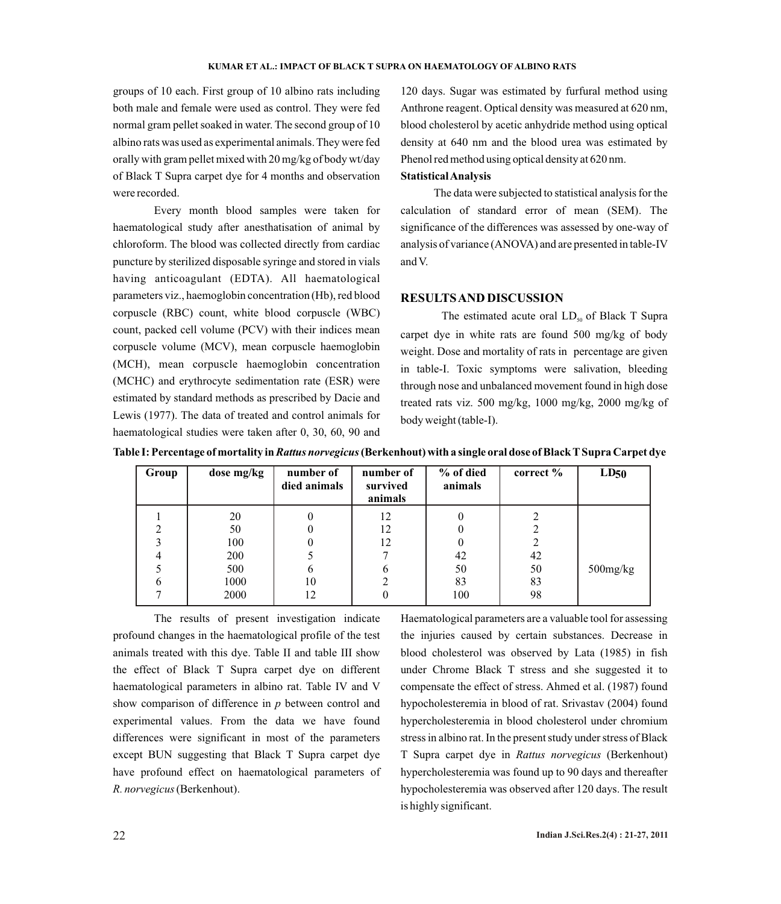groups of 10 each. First group of 10 albino rats including both male and female were used as control. They were fed normal gram pellet soaked in water. The second group of 10 albino rats was used as experimental animals. They were fed orally with gram pellet mixed with 20 mg/kg of body wt/day of Black T Supra carpet dye for 4 months and observation were recorded.

Every month blood samples were taken for haematological study after anesthatisation of animal by chloroform. The blood was collected directly from cardiac puncture by sterilized disposable syringe and stored in vials having anticoagulant (EDTA). All haematological parameters viz., haemoglobin concentration (Hb), red blood corpuscle (RBC) count, white blood corpuscle (WBC) count, packed cell volume (PCV) with their indices mean corpuscle volume (MCV), mean corpuscle haemoglobin (MCH), mean corpuscle haemoglobin concentration (MCHC) and erythrocyte sedimentation rate (ESR) were estimated by standard methods as prescribed by Dacie and Lewis (1977). The data of treated and control animals for haematological studies were taken after 0, 30, 60, 90 and 120 days. Sugar was estimated by furfural method using Anthrone reagent. Optical density was measured at 620 nm, blood cholesterol by acetic anhydride method using optical density at 640 nm and the blood urea was estimated by Phenol red method using optical density at 620 nm.

**Statistical Analysis**

The data were subjected to statistical analysis for the calculation of standard error of mean (SEM). The significance of the differences was assessed by one-way of analysis of variance (ANOVA) and are presented in table-IV and V.

## RESULTS AND DISCUSSION

The estimated acute oral $LD_{50}$ of Black T Supra carpet dye in white rats are found 500 mg/kg of body weight. Dose and mortality of rats in percentage are given in table-I. Toxic symptoms were salivation, bleeding through nose and unbalanced movement found in high dose treated rats viz. 500 mg/kg, 1000 mg/kg, 2000 mg/kg of body weight (table-I).

**Table I: Percentage of mortality in *Rattus norvegicus* (Berkenhout) with a single oral dose of Black T Supra Carpet dye**

| Group | dose mg/kg | number of died animals | number of survived animals | % of died animals | correct % | $LD_{50}$ |
|---|---|---|---|---|---|---|
| 1 | 20 | 0 | 12 | 0 | 2 | |
| 2 | 50 | 0 | 12 | 0 | 2 | |
| 3 | 100 | 0 | 12 | 0 | 2 | |
| 4 | 200 | 5 | 7 | 42 | 42 | |
| 5 | 500 | 6 | 6 | 50 | 50 | 500mg/kg |
| 6 | 1000 | 10 | 2 | 83 | 83 | |
| 7 | 2000 | 12 | 0 | 100 | 98 | |

The results of present investigation indicate profound changes in the haematological profile of the test animals treated with this dye. Table II and table III show the effect of Black T Supra carpet dye on different haematological parameters in albino rat. Table IV and V show comparison of difference in *p* between control and experimental values. From the data we have found differences were significant in most of the parameters except BUN suggesting that Black T Supra carpet dye have profound effect on haematological parameters of *R. norvegicus* (Berkenhout).

Haematological parameters are a valuable tool for assessing the injuries caused by certain substances. Decrease in blood cholesterol was observed by Lata (1985) in fish under Chrome Black T stress and she suggested it to compensate the effect of stress. Ahmed et al. (1987) found hypocholesteremia in blood of rat. Srivastav (2004) found hypercholesteremia in blood cholesterol under chromium stress in albino rat. In the present study under stress of Black T Supra carpet dye in *Rattus norvegicus* (Berkenhout) hypercholesteremia was found up to 90 days and thereafter hypocholesteremia was observed after 120 days. The result is highly significant.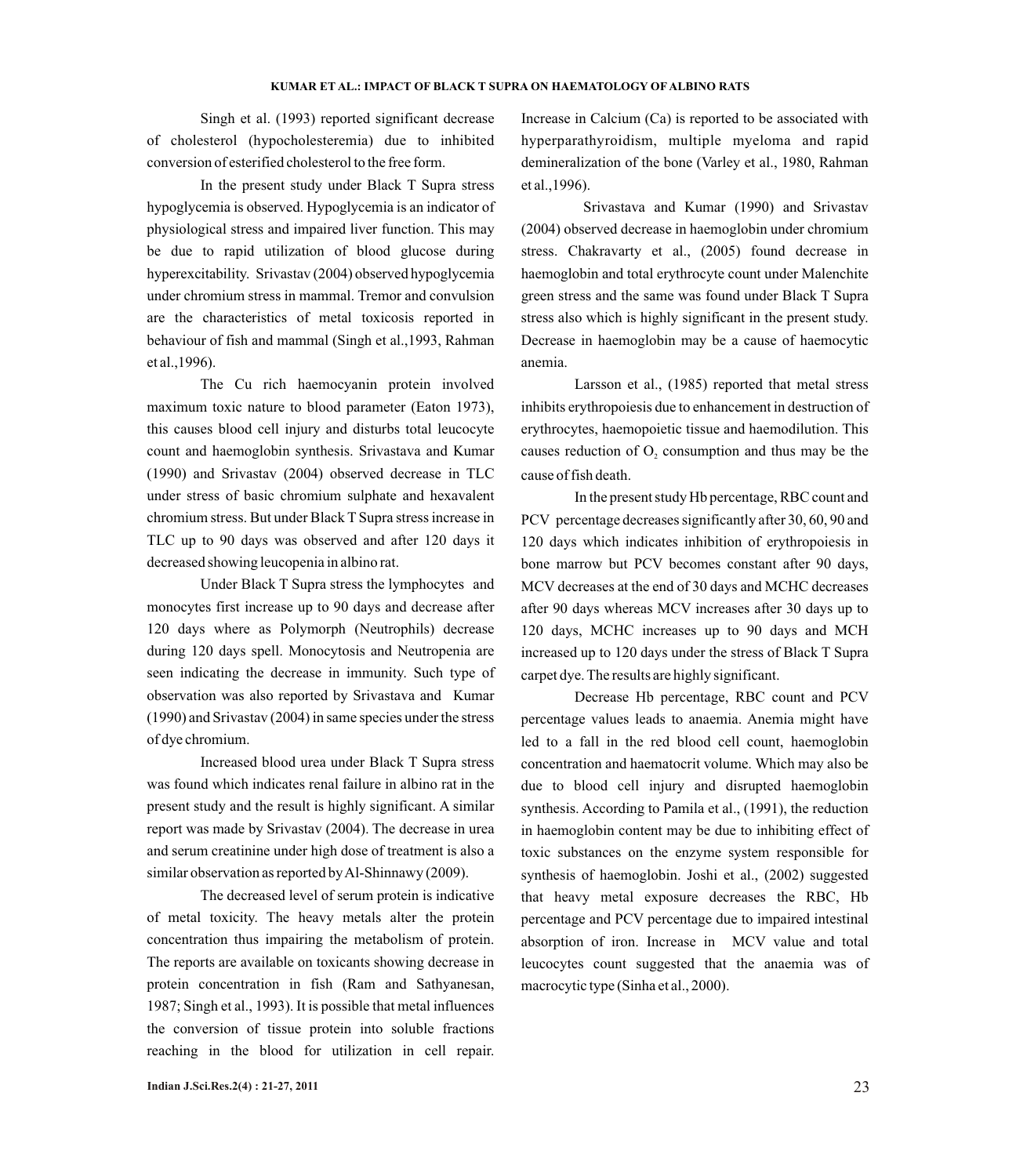Singh et al. (1993) reported significant decrease of cholesterol (hypocholesteremia) due to inhibited conversion of esterified cholesterol to the free form.

In the present study under Black T Supra stress hypoglycemia is observed. Hypoglycemia is an indicator of physiological stress and impaired liver function. This may be due to rapid utilization of blood glucose during hyperexcitability. Srivastav (2004) observed hypoglycemia under chromium stress in mammal. Tremor and convulsion are the characteristics of metal toxicosis reported in behaviour of fish and mammal (Singh et al.,1993, Rahman et al.,1996).

The Cu rich haemocyanin protein involved maximum toxic nature to blood parameter (Eaton 1973), this causes blood cell injury and disturbs total leucocyte count and haemoglobin synthesis. Srivastava and Kumar (1990) and Srivastav (2004) observed decrease in TLC under stress of basic chromium sulphate and hexavalent chromium stress. But under Black T Supra stress increase in TLC up to 90 days was observed and after 120 days it decreased showing leucopenia in albino rat.

Under Black T Supra stress the lymphocytes and monocytes first increase up to 90 days and decrease after 120 days where as Polymorph (Neutrophils) decrease during 120 days spell. Monocytosis and Neutropenia are seen indicating the decrease in immunity. Such type of observation was also reported by Srivastava and Kumar (1990) and Srivastav (2004) in same species under the stress of dye chromium.

Increased blood urea under Black T Supra stress was found which indicates renal failure in albino rat in the present study and the result is highly significant. A similar report was made by Srivastav (2004). The decrease in urea and serum creatinine under high dose of treatment is also a similar observation as reported by Al-Shinnawy (2009).

The decreased level of serum protein is indicative of metal toxicity. The heavy metals alter the protein concentration thus impairing the metabolism of protein. The reports are available on toxicants showing decrease in protein concentration in fish (Ram and Sathyanesan, 1987; Singh et al., 1993). It is possible that metal influences the conversion of tissue protein into soluble fractions reaching in the blood for utilization in cell repair. Increase in Calcium (Ca) is reported to be associated with hyperparathyroidism, multiple myeloma and rapid demineralization of the bone (Varley et al., 1980, Rahman et al.,1996).

Srivastava and Kumar (1990) and Srivastav (2004) observed decrease in haemoglobin under chromium stress. Chakravarty et al., (2005) found decrease in haemoglobin and total erythrocyte count under Malenchite green stress and the same was found under Black T Supra stress also which is highly significant in the present study. Decrease in haemoglobin may be a cause of haemocytic anemia.

Larsson et al., (1985) reported that metal stress inhibits erythropoiesis due to enhancement in destruction of erythrocytes, haemopoietic tissue and haemodilution. This causes reduction of $O_2$ consumption and thus may be the cause of fish death.

In the present study Hb percentage, RBC count and PCV percentage decreases significantly after 30, 60, 90 and 120 days which indicates inhibition of erythropoiesis in bone marrow but PCV becomes constant after 90 days, MCV decreases at the end of 30 days and MCHC decreases after 90 days whereas MCV increases after 30 days up to 120 days, MCHC increases up to 90 days and MCH increased up to 120 days under the stress of Black T Supra carpet dye. The results are highly significant.

Decrease Hb percentage, RBC count and PCV percentage values leads to anaemia. Anemia might have led to a fall in the red blood cell count, haemoglobin concentration and haematocrit volume. Which may also be due to blood cell injury and disrupted haemoglobin synthesis. According to Pamila et al., (1991), the reduction in haemoglobin content may be due to inhibiting effect of toxic substances on the enzyme system responsible for synthesis of haemoglobin. Joshi et al., (2002) suggested that heavy metal exposure decreases the RBC, Hb percentage and PCV percentage due to impaired intestinal absorption of iron. Increase in MCV value and total leucocytes count suggested that the anaemia was of macrocytic type (Sinha et al., 2000).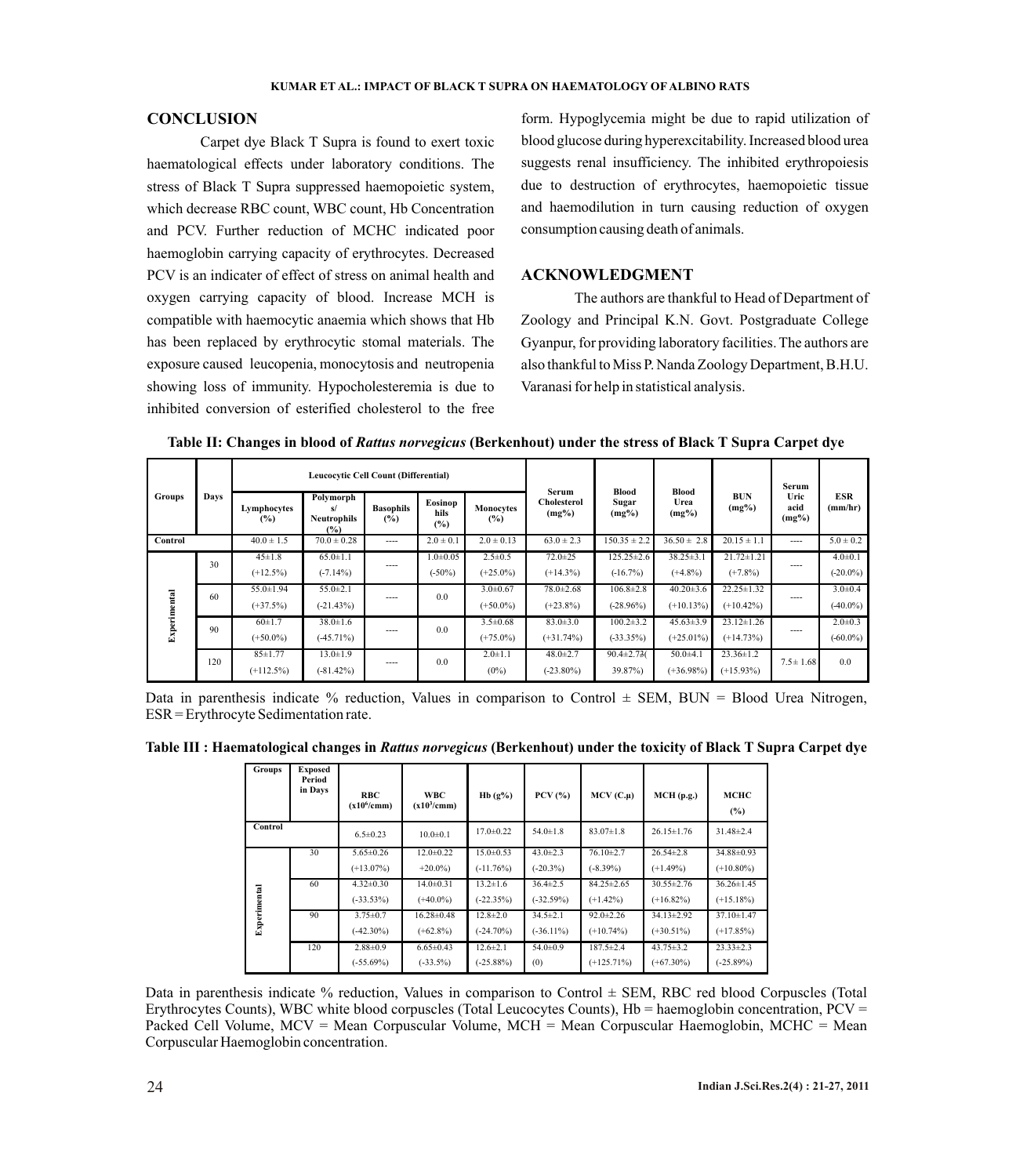## CONCLUSION

Carpet dye Black T Supra is found to exert toxic haematological effects under laboratory conditions. The stress of Black T Supra suppressed haemopoietic system, which decrease RBC count, WBC count, Hb Concentration and PCV. Further reduction of MCHC indicated poor haemoglobin carrying capacity of erythrocytes. Decreased PCV is an indicater of effect of stress on animal health and oxygen carrying capacity of blood. Increase MCH is compatible with haemocytic anaemia which shows that Hb has been replaced by erythrocytic stomal materials. The exposure caused leucopenia, monocytosis and neutropenia showing loss of immunity. Hypocholesteremia is due to inhibited conversion of esterified cholesterol to the free form. Hypoglycemia might be due to rapid utilization of blood glucose during hyperexcitability. Increased blood urea suggests renal insufficiency. The inhibited erythropoiesis due to destruction of erythrocytes, haemopoietic tissue and haemodilution in turn causing reduction of oxygen consumption causing death of animals.

## ACKNOWLEDGMENT

The authors are thankful to Head of Department of Zoology and Principal K.N. Govt. Postgraduate College Gyanpur, for providing laboratory facilities. The authors are also thankful to Miss P. Nanda Zoology Department, B.H.U. Varanasi for help in statistical analysis.

**Table II: Changes in blood of *Rattus norvegicus* (Berkenhout) under the stress of Black T Supra Carpet dye**

| Groups | Days | Leucocytic Cell Count (Differential) | | | | | Serum Cholesterol (mg%) | Blood Sugar (mg%) | Blood Urea (mg%) | BUN (mg%) | Serum Uric acid (mg%) | ESR (mm/hr) |
|---|---|---|---|---|---|---|---|---|---|---|---|---|
| | | Lymphocytes (%) | Polymorphs/ Neutrophils (%) | Basophils (%) | Eosinophils (%) | Monocytes (%) | | | | | | |
| Control | | 40.0 ± 1.5 | 70.0 ± 0.28 | ---- | 2.0 ± 0.1 | 2.0 ± 0.13 | 63.0 ± 2.3 | 150.35 ± 2.2 | 36.50 ± 2.8 | 20.15 ± 1.1 | ---- | 5.0 ± 0.2 |
| Experimental | 30 | 45±1.8 (+12.5%) | 65.0±1.1 (-7.14%) | ---- | 1.0±0.05 (-50%) | 2.5±0.5 (+25.0%) | 72.0±25 (+14.3%) | 125.25±2.6 (-16.7%) | 38.25±3.1 (+4.8%) | 21.72±1.21 (+7.8%) | ---- | 4.0±0.1 (-20.0%) |
| | 60 | 55.0±1.94 (+37.5%) | 55.0±2.1 (-21.43%) | ---- | 0.0 | 3.0±0.67 (+50.0%) | 78.0±2.68 (+23.8%) | 106.8±2.8 (-28.96%) | 40.20±3.6 (+10.13%) | 22.25±1.32 (+10.42%) | ---- | 3.0±0.4 (-40.0%) |
| | 90 | 60±1.7 (+50.0%) | 38.0±1.6 (-45.71%) | ---- | 0.0 | 3.5±0.68 (+75.0%) | 83.0±3.0 (+31.74%) | 100.2±3.2 (-33.35%) | 45.63±3.9 (+25.01%) | 23.12±1.26 (+14.73%) | ---- | 2.0±0.3 (-60.0%) |
| | 120 | 85±1.77 (+112.5%) | 13.0±1.9 (-81.42%) | ---- | 0.0 | 2.0±1.1 (0%) | 48.0±2.7 (-23.80%) | 90.4±2.73( 39.87%) | 50.0±4.1 (+36.98%) | 23.36±1.2 (+15.93%) | 7.5± 1.68 | 0.0 |

Data in parenthesis indicate % reduction, Values in comparison to Control ± SEM, BUN = Blood Urea Nitrogen, ESR = Erythrocyte Sedimentation rate.

**Table III : Haematological changes in *Rattus norvegicus* (Berkenhout) under the toxicity of Black T Supra Carpet dye**

| Groups | Exposed Period in Days | RBC ($x10^6$/cmm) | WBC ($x10^3$/cmm) | Hb (g%) | PCV (%) | MCV (C.µ) | MCH (p.g.) | MCHC (%) |
|---|---|---|---|---|---|---|---|---|
| Control | | 6.5±0.23 | 10.0±0.1 | 17.0±0.22 | 54.0±1.8 | 83.07±1.8 | 26.15±1.76 | 31.48±2.4 |
| Experimental | 30 | 5.65±0.26 (+13.07%) | 12.0±0.22 +20.0%) | 15.0±0.53 (-11.76%) | 43.0±2.3 (-20.3%) | 76.10±2.7 (-8.39%) | 26.54±2.8 (+1.49%) | 34.88±0.93 (+10.80%) |
| | 60 | 4.32±0.30 (-33.53%) | 14.0±0.31 (+40.0%) | 13.2±1.6 (-22.35%) | 36.4±2.5 (-32.59%) | 84.25±2.65 (+1.42%) | 30.55±2.76 (+16.82%) | 36.26±1.45 (+15.18%) |
| | 90 | 3.75±0.7 (-42.30%) | 16.28±0.48 (+62.8%) | 12.8±2.0 (-24.70%) | 34.5±2.1 (-36.11%) | 92.0±2.26 (+10.74%) | 34.13±2.92 (+30.51%) | 37.10±1.47 (+17.85%) |
| | 120 | 2.88±0.9 (-55.69%) | 6.65±0.43 (-33.5%) | 12.6±2.1 (-25.88%) | 54.0±0.9 (0) | 187.5±2.4 (+125.71%) | 43.75±3.2 (+67.30%) | 23.33±2.3 (-25.89%) |

Data in parenthesis indicate % reduction, Values in comparison to Control ± SEM, RBC red blood Corpuscles (Total Erythrocytes Counts), WBC white blood corpuscles (Total Leucocytes Counts), Hb = haemoglobin concentration, PCV = Packed Cell Volume, MCV = Mean Corpuscular Volume, MCH = Mean Corpuscular Haemoglobin, MCHC = Mean Corpuscular Haemoglobin concentration.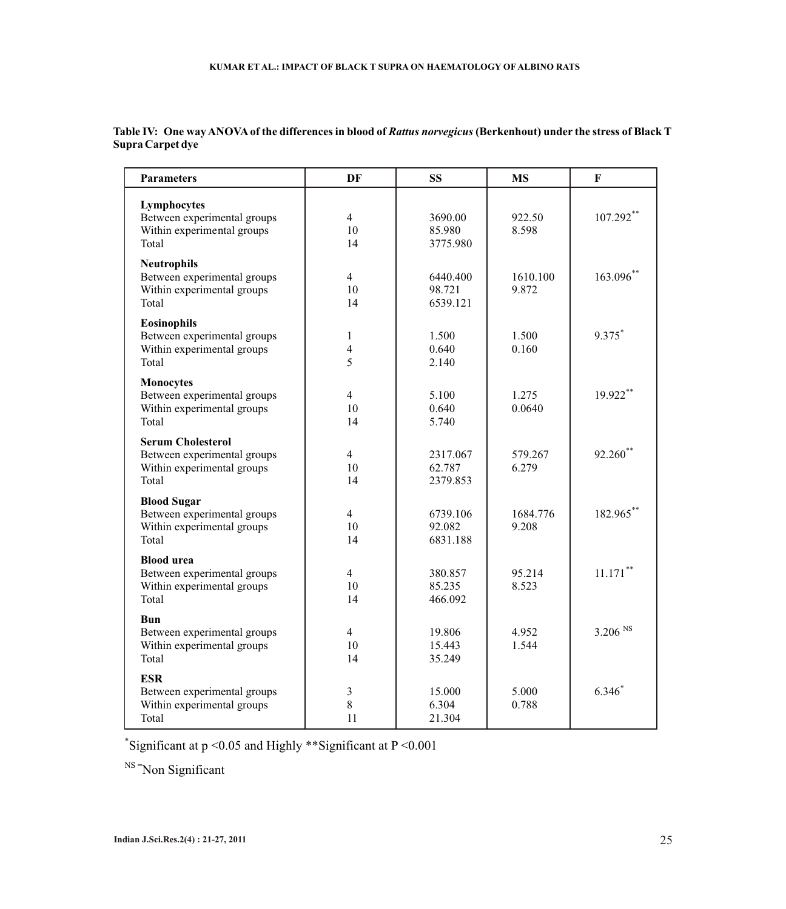**Table IV: One way ANOVA of the differences in blood of *Rattus norvegicus* (Berkenhout) under the stress of Black T Supra Carpet dye**

| Parameters | DF | SS | MS | F |
|---|---|---|---|---|
| **Lymphocytes** | | | | |
| Between experimental groups | 4 | 3690.00 | 922.50 | 107.292** |
| Within experimental groups | 10 | 85.980 | 8.598 | |
| Total | 14 | 3775.980 | | |
| **Neutrophils** | | | | |
| Between experimental groups | 4 | 6440.400 | 1610.100 | 163.096** |
| Within experimental groups | 10 | 98.721 | 9.872 | |
| Total | 14 | 6539.121 | | |
| **Eosinophils** | | | | |
| Between experimental groups | 1 | 1.500 | 1.500 | 9.375* |
| Within experimental groups | 4 | 0.640 | 0.160 | |
| Total | 5 | 2.140 | | |
| **Monocytes** | | | | |
| Between experimental groups | 4 | 5.100 | 1.275 | 19.922** |
| Within experimental groups | 10 | 0.640 | 0.0640 | |
| Total | 14 | 5.740 | | |
| **Serum Cholesterol** | | | | |
| Between experimental groups | 4 | 2317.067 | 579.267 | 92.260** |
| Within experimental groups | 10 | 62.787 | 6.279 | |
| Total | 14 | 2379.853 | | |
| **Blood Sugar** | | | | |
| Between experimental groups | 4 | 6739.106 | 1684.776 | 182.965** |
| Within experimental groups | 10 | 92.082 | 9.208 | |
| Total | 14 | 6831.188 | | |
| **Blood urea** | | | | |
| Between experimental groups | 4 | 380.857 | 95.214 | 11.171** |
| Within experimental groups | 10 | 85.235 | 8.523 | |
| Total | 14 | 466.092 | | |
| **Bun** | | | | |
| Between experimental groups | 4 | 19.806 | 4.952 | 3.206 NS |
| Within experimental groups | 10 | 15.443 | 1.544 | |
| Total | 14 | 35.249 | | |
| **ESR** | | | | |
| Between experimental groups | 3 | 15.000 | 5.000 | 6.346* |
| Within experimental groups | 8 | 6.304 | 0.788 | |
| Total | 11 | 21.304 | | |

*Significant at $p < 0.05$ and Highly **Significant at $P < 0.001$

NS = Non Significant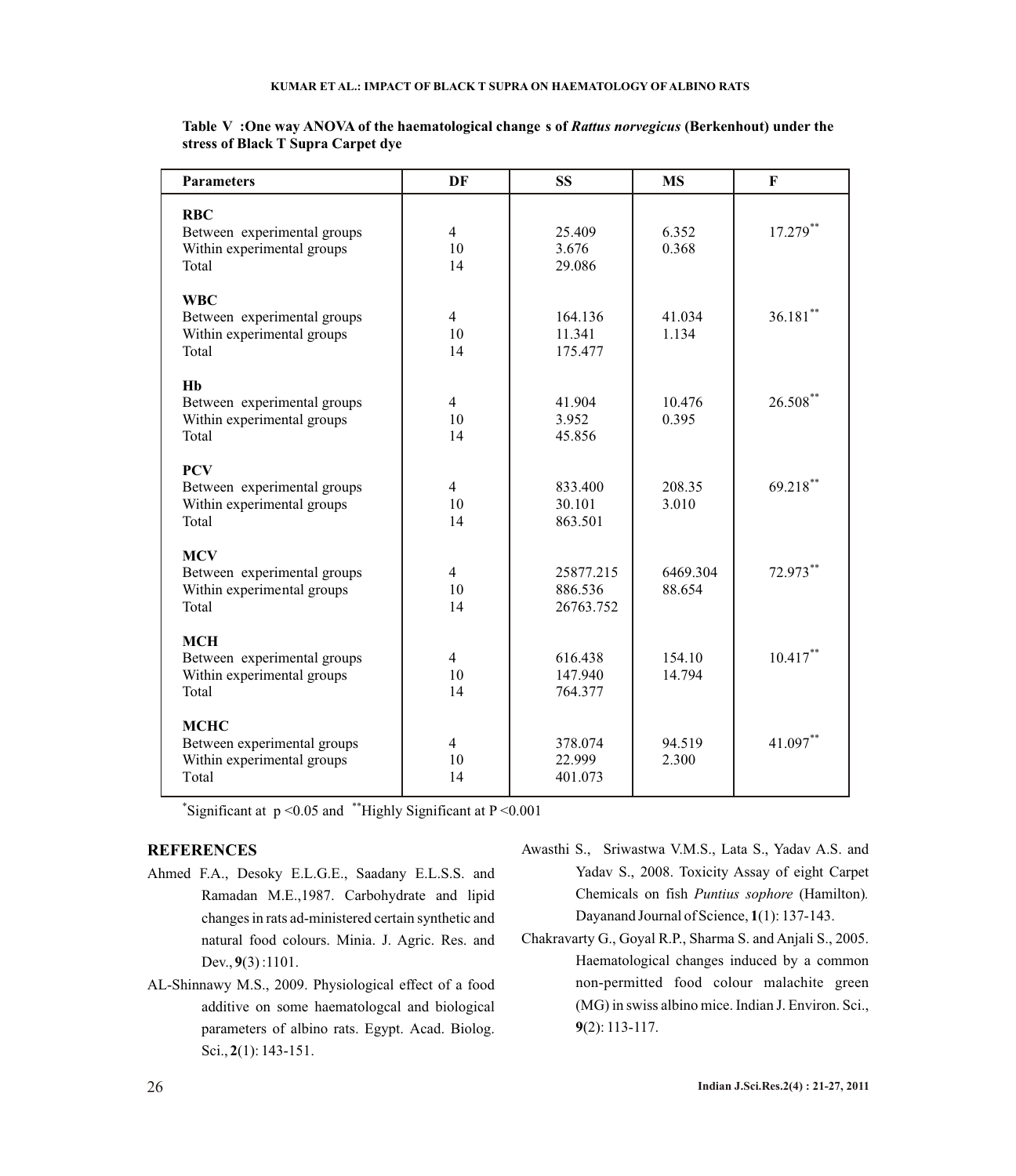**Table V :One way ANOVA of the haematological change s of *Rattus norvegicus* (Berkenhout) under the stress of Black T Supra Carpet dye**

| Parameters | DF | SS | MS | F |
|---|---|---|---|---|
| **RBC** | | | | |
| Between experimental groups | 4 | 25.409 | 6.352 | 17.279** |
| Within experimental groups | 10 | 3.676 | 0.368 | |
| Total | 14 | 29.086 | | |
| **WBC** | | | | |
| Between experimental groups | 4 | 164.136 | 41.034 | 36.181** |
| Within experimental groups | 10 | 11.341 | 1.134 | |
| Total | 14 | 175.477 | | |
| **Hb** | | | | |
| Between experimental groups | 4 | 41.904 | 10.476 | 26.508** |
| Within experimental groups | 10 | 3.952 | 0.395 | |
| Total | 14 | 45.856 | | |
| **PCV** | | | | |
| Between experimental groups | 4 | 833.400 | 208.35 | 69.218** |
| Within experimental groups | 10 | 30.101 | 3.010 | |
| Total | 14 | 863.501 | | |
| **MCV** | | | | |
| Between experimental groups | 4 | 25877.215 | 6469.304 | 72.973** |
| Within experimental groups | 10 | 886.536 | 88.654 | |
| Total | 14 | 26763.752 | | |
| **MCH** | | | | |
| Between experimental groups | 4 | 616.438 | 154.10 | 10.417** |
| Within experimental groups | 10 | 147.940 | 14.794 | |
| Total | 14 | 764.377 | | |
| **MCHC** | | | | |
| Between experimental groups | 4 | 378.074 | 94.519 | 41.097** |
| Within experimental groups | 10 | 22.999 | 2.300 | |
| Total | 14 | 401.073 | | |

*Significant at $p < 0.05$ and **Highly Significant at $P < 0.001$

## REFERENCES

Ahmed F.A., Desoky E.L.G.E., Saadany E.L.S.S. and Ramadan M.E.,1987. Carbohydrate and lipid changes in rats ad-ministered certain synthetic and natural food colours. Minia. J. Agric. Res. and Dev., **9**(3) :1101.

AL-Shinnawy M.S., 2009. Physiological effect of a food additive on some haematologcal and biological parameters of albino rats. Egypt. Acad. Biolog. Sci., **2**(1): 143-151.

Awasthi S., Sriwastwa V.M.S., Lata S., Yadav A.S. and Yadav S., 2008. Toxicity Assay of eight Carpet Chemicals on fish *Puntius sophore* (Hamilton)*.* Dayanand Journal of Science, **1**(1): 137-143.

Chakravarty G., Goyal R.P., Sharma S. and Anjali S., 2005. Haematological changes induced by a common non-permitted food colour malachite green (MG) in swiss albino mice. Indian J. Environ. Sci., **9**(2): 113-117.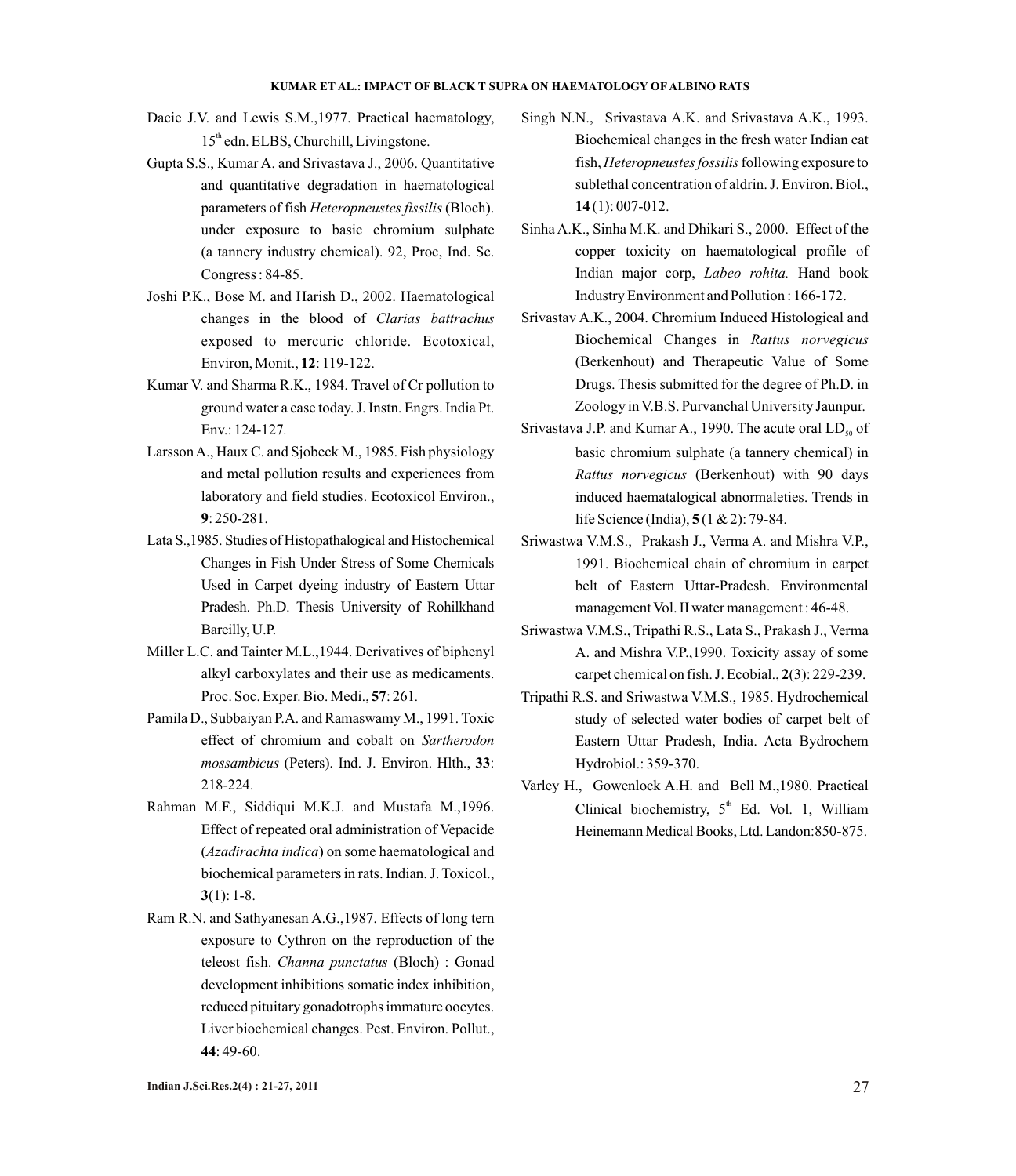Dacie J.V. and Lewis S.M.,1977. Practical haematology, 15th edn. ELBS, Churchill, Livingstone.

Gupta S.S., Kumar A. and Srivastava J., 2006. Quantitative and quantitative degradation in haematological parameters of fish *Heteropneustes fissilis* (Bloch). under exposure to basic chromium sulphate (a tannery industry chemical). 92, Proc, Ind. Sc. Congress : 84-85.

Joshi P.K., Bose M. and Harish D., 2002. Haematological changes in the blood of *Clarias battrachus* exposed to mercuric chloride. Ecotoxical, Environ, Monit., **12**: 119-122.

Kumar V. and Sharma R.K., 1984. Travel of Cr pollution to ground water a case today. J. Instn. Engrs. India Pt. Env.: 124-127.

Larsson A., Haux C. and Sjobeck M., 1985. Fish physiology and metal pollution results and experiences from laboratory and field studies. Ecotoxicol Environ., **9**: 250-281.

Lata S.,1985. Studies of Histopathalogical and Histochemical Changes in Fish Under Stress of Some Chemicals Used in Carpet dyeing industry of Eastern Uttar Pradesh. Ph.D. Thesis University of Rohilkhand Bareilly, U.P.

Miller L.C. and Tainter M.L.,1944. Derivatives of biphenyl alkyl carboxylates and their use as medicaments. Proc. Soc. Exper. Bio. Medi., **57**: 261.

Pamila D., Subbaiyan P.A. and Ramaswamy M., 1991. Toxic effect of chromium and cobalt on *Sartherodon mossambicus* (Peters). Ind. J. Environ. Hlth., **33**: 218-224.

Rahman M.F., Siddiqui M.K.J. and Mustafa M.,1996. Effect of repeated oral administration of Vepacide (*Azadirachta indica*) on some haematological and biochemical parameters in rats. Indian. J. Toxicol., **3**(1): 1-8.

Ram R.N. and Sathyanesan A.G.,1987. Effects of long tern exposure to Cythron on the reproduction of the teleost fish. *Channa punctatus* (Bloch) : Gonad development inhibitions somatic index inhibition, reduced pituitary gonadotrophs immature oocytes. Liver biochemical changes. Pest. Environ. Pollut., **44**: 49-60.

Singh N.N., Srivastava A.K. and Srivastava A.K., 1993. Biochemical changes in the fresh water Indian cat fish, *Heteropneustes fossilis* following exposure to sublethal concentration of aldrin. J. Environ. Biol., **14** (1): 007-012.

Sinha A.K., Sinha M.K. and Dhikari S., 2000. Effect of the copper toxicity on haematological profile of Indian major corp, *Labeo rohita.* Hand book Industry Environment and Pollution : 166-172.

Srivastav A.K., 2004. Chromium Induced Histological and Biochemical Changes in *Rattus norvegicus* (Berkenhout) and Therapeutic Value of Some Drugs. Thesis submitted for the degree of Ph.D. in Zoology in V.B.S. Purvanchal University Jaunpur.

Srivastava J.P. and Kumar A., 1990. The acute oral $LD_{50}$ of basic chromium sulphate (a tannery chemical) in *Rattus norvegicus* (Berkenhout) with 90 days induced haematalogical abnormaleties. Trends in life Science (India), **5** (1 & 2): 79-84.

Sriwastwa V.M.S., Prakash J., Verma A. and Mishra V.P., 1991. Biochemical chain of chromium in carpet belt of Eastern Uttar-Pradesh. Environmental management Vol. II water management : 46-48.

Sriwastwa V.M.S., Tripathi R.S., Lata S., Prakash J., Verma A. and Mishra V.P.,1990. Toxicity assay of some carpet chemical on fish. J. Ecobial., **2**(3): 229-239.

Tripathi R.S. and Sriwastwa V.M.S., 1985. Hydrochemical study of selected water bodies of carpet belt of Eastern Uttar Pradesh, India. Acta Bydrochem Hydrobiol.: 359-370.

Varley H., Gowenlock A.H. and Bell M.,1980. Practical Clinical biochemistry, 5th Ed. Vol. 1, William Heinemann Medical Books, Ltd. Landon:850-875.